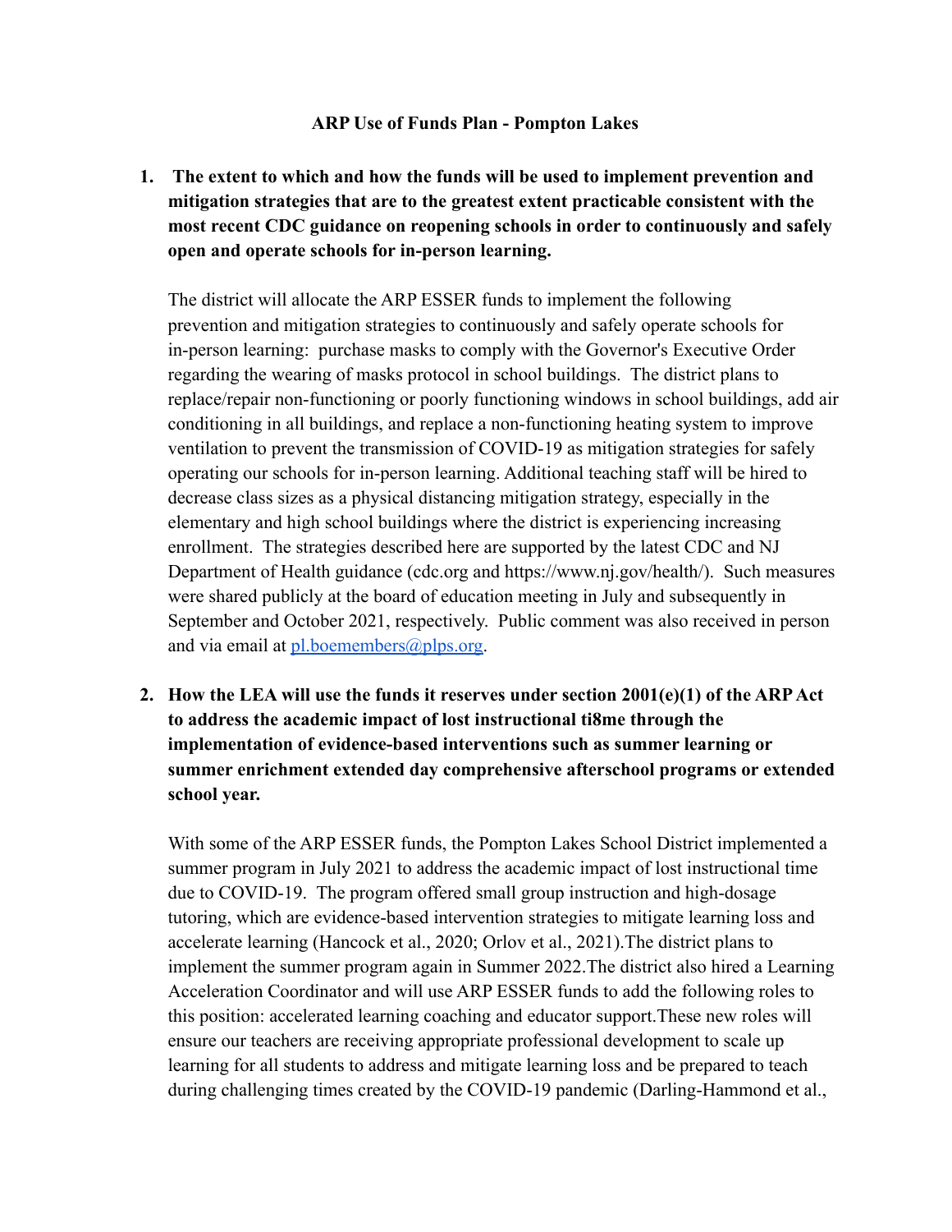**ARP Use of Funds Plan - Pompton Lakes**

1. **The extent to which and how the funds will be used to implement prevention and mitigation strategies that are to the greatest extent practicable consistent with the most recent CDC guidance on reopening schools in order to continuously and safely open and operate schools for in-person learning.**

   The district will allocate the ARP ESSER funds to implement the following prevention and mitigation strategies to continuously and safely operate schools for in-person learning: purchase masks to comply with the Governor's Executive Order regarding the wearing of masks protocol in school buildings. The district plans to replace/repair non-functioning or poorly functioning windows in school buildings, add air conditioning in all buildings, and replace a non-functioning heating system to improve ventilation to prevent the transmission of COVID-19 as mitigation strategies for safely operating our schools for in-person learning. Additional teaching staff will be hired to decrease class sizes as a physical distancing mitigation strategy, especially in the elementary and high school buildings where the district is experiencing increasing enrollment. The strategies described here are supported by the latest CDC and NJ Department of Health guidance (cdc.org and https://www.nj.gov/health/). Such measures were shared publicly at the board of education meeting in July and subsequently in September and October 2021, respectively. Public comment was also received in person and via email at [pl.boemembers@plps.org](mailto:pl.boemembers@plps.org).

2. **How the LEA will use the funds it reserves under section 2001(e)(1) of the ARP Act to address the academic impact of lost instructional ti8me through the implementation of evidence-based interventions such as summer learning or summer enrichment extended day comprehensive afterschool programs or extended school year.**

   With some of the ARP ESSER funds, the Pompton Lakes School District implemented a summer program in July 2021 to address the academic impact of lost instructional time due to COVID-19. The program offered small group instruction and high-dosage tutoring, which are evidence-based intervention strategies to mitigate learning loss and accelerate learning (Hancock et al., 2020; Orlov et al., 2021).The district plans to implement the summer program again in Summer 2022.The district also hired a Learning Acceleration Coordinator and will use ARP ESSER funds to add the following roles to this position: accelerated learning coaching and educator support.These new roles will ensure our teachers are receiving appropriate professional development to scale up learning for all students to address and mitigate learning loss and be prepared to teach during challenging times created by the COVID-19 pandemic (Darling-Hammond et al.,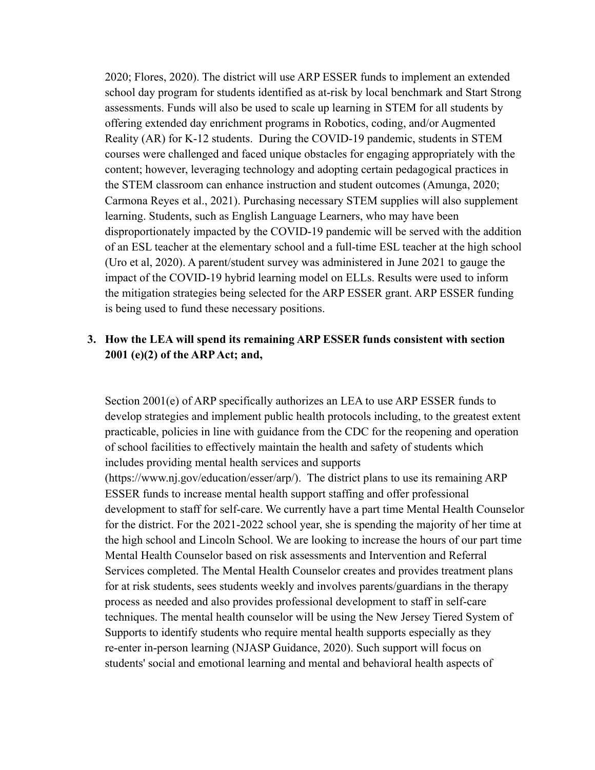2020; Flores, 2020). The district will use ARP ESSER funds to implement an extended school day program for students identified as at-risk by local benchmark and Start Strong assessments. Funds will also be used to scale up learning in STEM for all students by offering extended day enrichment programs in Robotics, coding, and/or Augmented Reality (AR) for K-12 students. During the COVID-19 pandemic, students in STEM courses were challenged and faced unique obstacles for engaging appropriately with the content; however, leveraging technology and adopting certain pedagogical practices in the STEM classroom can enhance instruction and student outcomes (Amunga, 2020; Carmona Reyes et al., 2021). Purchasing necessary STEM supplies will also supplement learning. Students, such as English Language Learners, who may have been disproportionately impacted by the COVID-19 pandemic will be served with the addition of an ESL teacher at the elementary school and a full-time ESL teacher at the high school (Uro et al, 2020). A parent/student survey was administered in June 2021 to gauge the impact of the COVID-19 hybrid learning model on ELLs. Results were used to inform the mitigation strategies being selected for the ARP ESSER grant. ARP ESSER funding is being used to fund these necessary positions.

3. **How the LEA will spend its remaining ARP ESSER funds consistent with section 2001 (e)(2) of the ARP Act; and,**

Section 2001(e) of ARP specifically authorizes an LEA to use ARP ESSER funds to develop strategies and implement public health protocols including, to the greatest extent practicable, policies in line with guidance from the CDC for the reopening and operation of school facilities to effectively maintain the health and safety of students which includes providing mental health services and supports (https://www.nj.gov/education/esser/arp/). The district plans to use its remaining ARP ESSER funds to increase mental health support staffing and offer professional development to staff for self-care. We currently have a part time Mental Health Counselor for the district. For the 2021-2022 school year, she is spending the majority of her time at the high school and Lincoln School. We are looking to increase the hours of our part time Mental Health Counselor based on risk assessments and Intervention and Referral Services completed. The Mental Health Counselor creates and provides treatment plans for at risk students, sees students weekly and involves parents/guardians in the therapy process as needed and also provides professional development to staff in self-care techniques. The mental health counselor will be using the New Jersey Tiered System of Supports to identify students who require mental health supports especially as they re-enter in-person learning (NJASP Guidance, 2020). Such support will focus on students' social and emotional learning and mental and behavioral health aspects of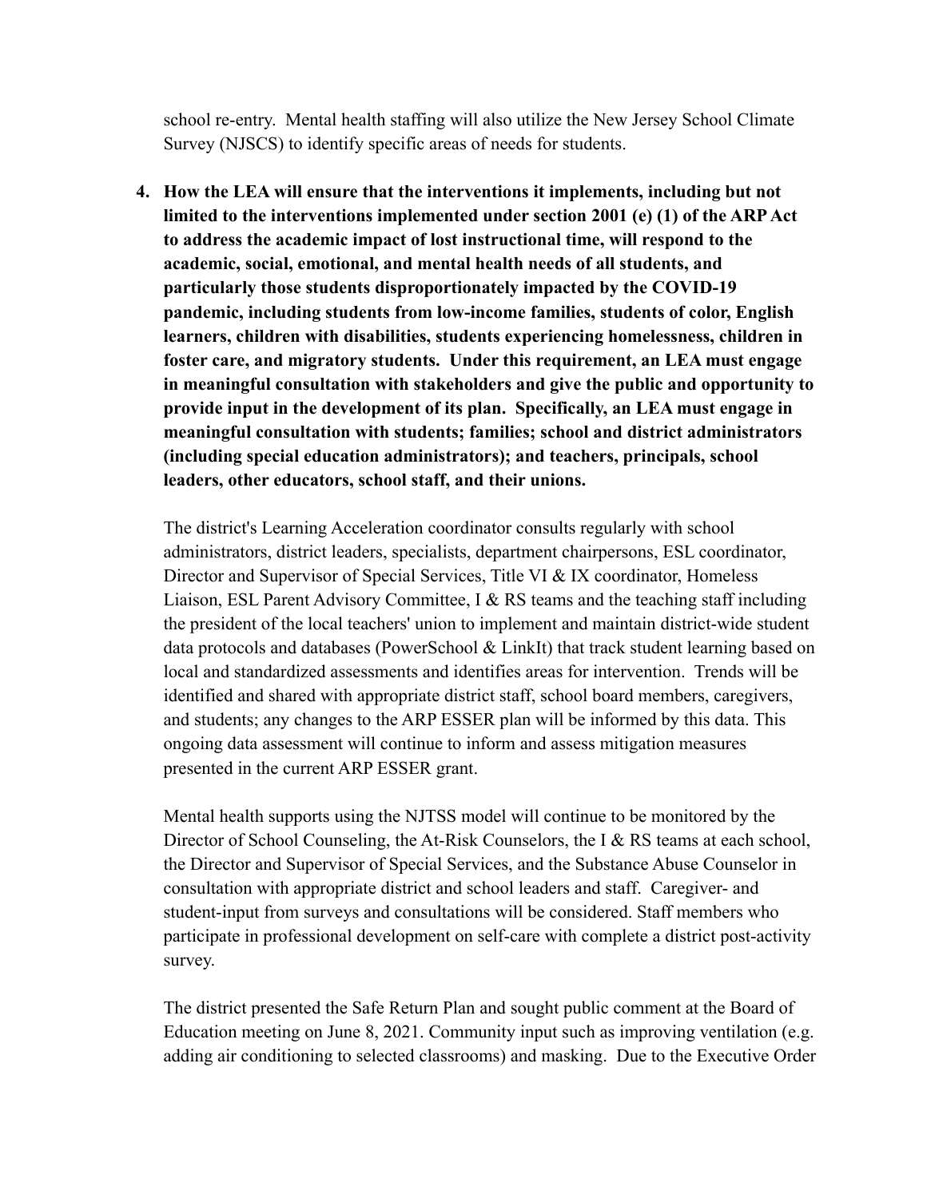school re-entry. Mental health staffing will also utilize the New Jersey School Climate Survey (NJSCS) to identify specific areas of needs for students.

4. **How the LEA will ensure that the interventions it implements, including but not limited to the interventions implemented under section 2001 (e) (1) of the ARP Act to address the academic impact of lost instructional time, will respond to the academic, social, emotional, and mental health needs of all students, and particularly those students disproportionately impacted by the COVID-19 pandemic, including students from low-income families, students of color, English learners, children with disabilities, students experiencing homelessness, children in foster care, and migratory students. Under this requirement, an LEA must engage in meaningful consultation with stakeholders and give the public and opportunity to provide input in the development of its plan. Specifically, an LEA must engage in meaningful consultation with students; families; school and district administrators (including special education administrators); and teachers, principals, school leaders, other educators, school staff, and their unions.**

   The district's Learning Acceleration coordinator consults regularly with school administrators, district leaders, specialists, department chairpersons, ESL coordinator, Director and Supervisor of Special Services, Title VI & IX coordinator, Homeless Liaison, ESL Parent Advisory Committee, I & RS teams and the teaching staff including the president of the local teachers' union to implement and maintain district-wide student data protocols and databases (PowerSchool & LinkIt) that track student learning based on local and standardized assessments and identifies areas for intervention. Trends will be identified and shared with appropriate district staff, school board members, caregivers, and students; any changes to the ARP ESSER plan will be informed by this data. This ongoing data assessment will continue to inform and assess mitigation measures presented in the current ARP ESSER grant.

   Mental health supports using the NJTSS model will continue to be monitored by the Director of School Counseling, the At-Risk Counselors, the I & RS teams at each school, the Director and Supervisor of Special Services, and the Substance Abuse Counselor in consultation with appropriate district and school leaders and staff. Caregiver- and student-input from surveys and consultations will be considered. Staff members who participate in professional development on self-care with complete a district post-activity survey.

   The district presented the Safe Return Plan and sought public comment at the Board of Education meeting on June 8, 2021. Community input such as improving ventilation (e.g. adding air conditioning to selected classrooms) and masking. Due to the Executive Order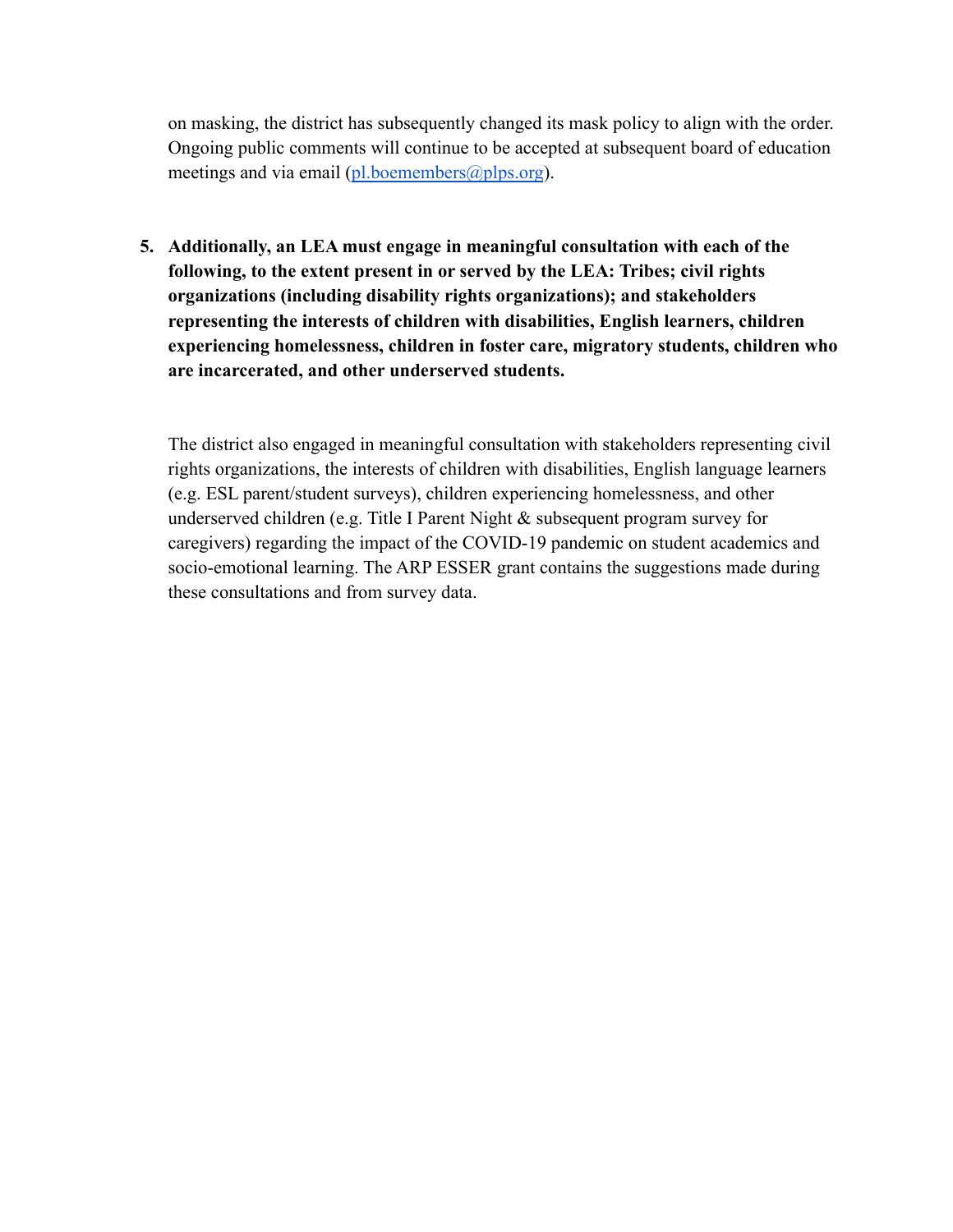on masking, the district has subsequently changed its mask policy to align with the order. Ongoing public comments will continue to be accepted at subsequent board of education meetings and via email ([pl.boemembers@plps.org](mailto:pl.boemembers@plps.org)).

5. **Additionally, an LEA must engage in meaningful consultation with each of the following, to the extent present in or served by the LEA: Tribes; civil rights organizations (including disability rights organizations); and stakeholders representing the interests of children with disabilities, English learners, children experiencing homelessness, children in foster care, migratory students, children who are incarcerated, and other underserved students.**

   The district also engaged in meaningful consultation with stakeholders representing civil rights organizations, the interests of children with disabilities, English language learners (e.g. ESL parent/student surveys), children experiencing homelessness, and other underserved children (e.g. Title I Parent Night & subsequent program survey for caregivers) regarding the impact of the COVID-19 pandemic on student academics and socio-emotional learning. The ARP ESSER grant contains the suggestions made during these consultations and from survey data.